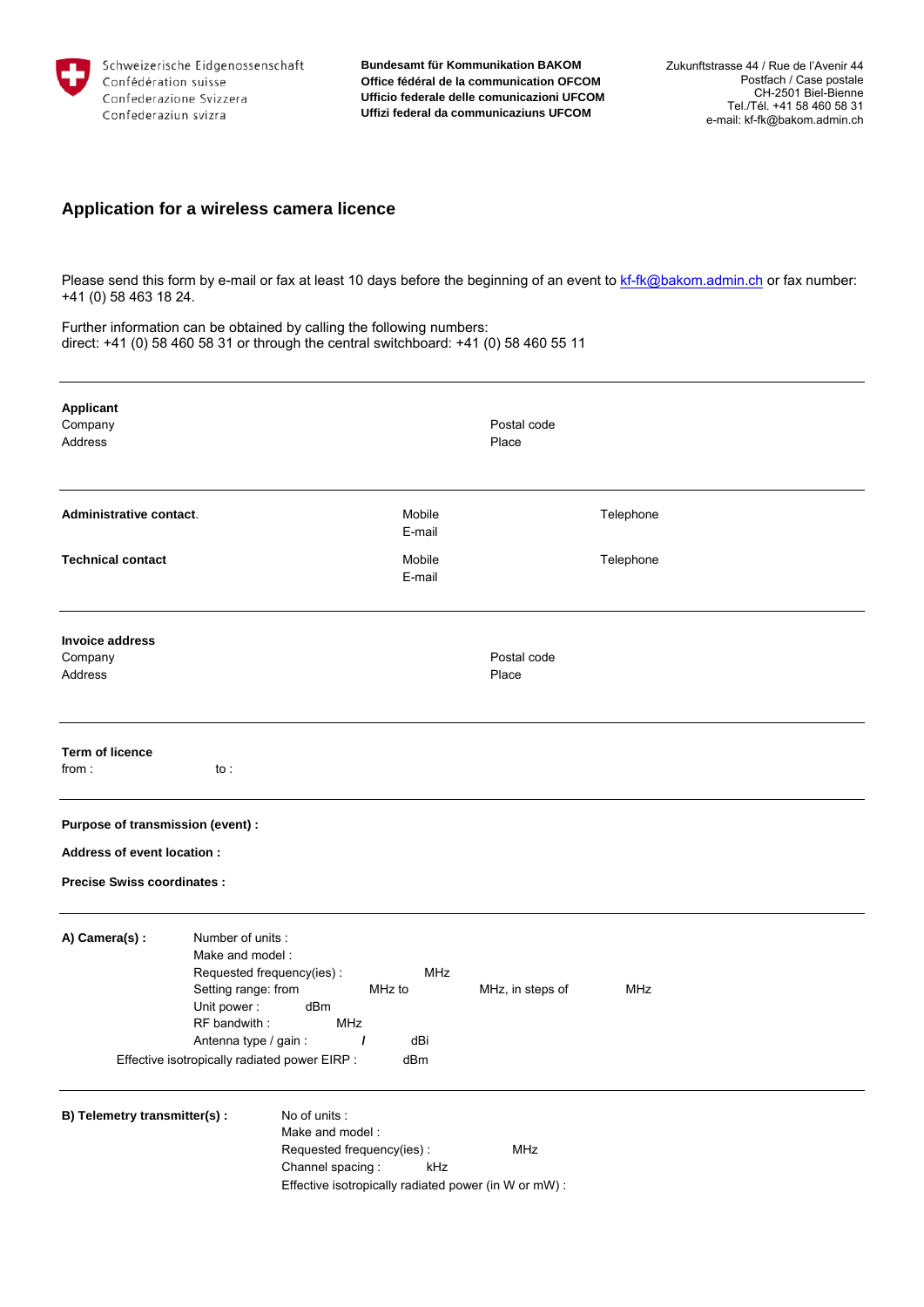Schweizerische Eidgenossenschaft
Confédération suisse
Confederazione Svizzera
Confederaziun svizra

**Bundesamt für Kommunikation BAKOM**
**Office fédéral de la communication OFCOM**
**Ufficio federale delle comunicazioni UFCOM**
**Uffizi federal da communicaziuns UFCOM**

Zukunftstrasse 44 / Rue de l'Avenir 44
Postfach / Case postale
CH-2501 Biel-Bienne
Tel./Tél. +41 58 460 58 31
e-mail: kf-fk@bakom.admin.ch

# Application for a wireless camera licence

Please send this form by e-mail or fax at least 10 days before the beginning of an event to kf-fk@bakom.admin.ch or fax number: +41 (0) 58 463 18 24.

Further information can be obtained by calling the following numbers:
direct: +41 (0) 58 460 58 31 or through the central switchboard: +41 (0) 58 460 55 11

---

**Applicant**

Company

Address

Postal code

Place

---

**Administrative contact.**

Mobile

E-mail

Telephone

**Technical contact**

Mobile

E-mail

Telephone

---

**Invoice address**

Company

Address

Postal code

Place

---

**Term of licence**

from : to :

---

**Purpose of transmission (event) :**

**Address of event location :**

**Precise Swiss coordinates :**

---

**A) Camera(s) :**

Number of units :

Make and model :

Requested frequency(ies) : MHz

Setting range: from MHz to MHz, in steps of MHz

Unit power : dBm

RF bandwith : MHz

Antenna type / gain : / dBi

Effective isotropically radiated power EIRP : dBm

---

**B) Telemetry transmitter(s) :**

No of units :

Make and model :

Requested frequency(ies) : MHz

Channel spacing : kHz

Effective isotropically radiated power (in W or mW) :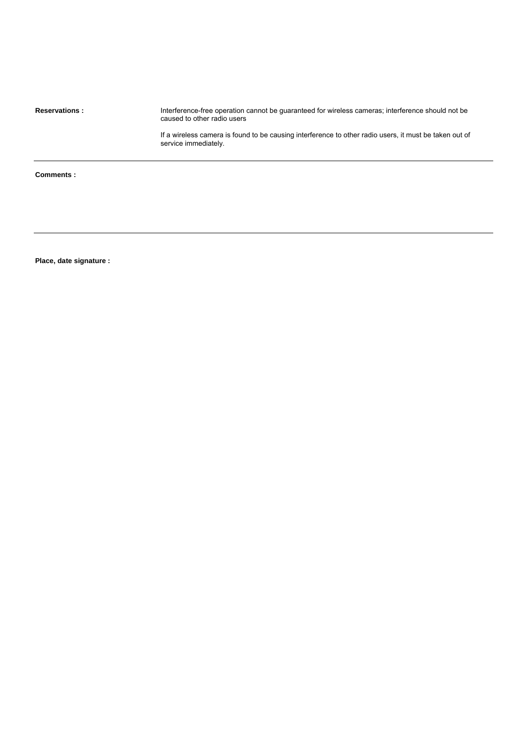**Reservations :**

Interference-free operation cannot be guaranteed for wireless cameras; interference should not be caused to other radio users

If a wireless camera is found to be causing interference to other radio users, it must be taken out of service immediately.

---

**Comments :**

---

**Place, date signature :**